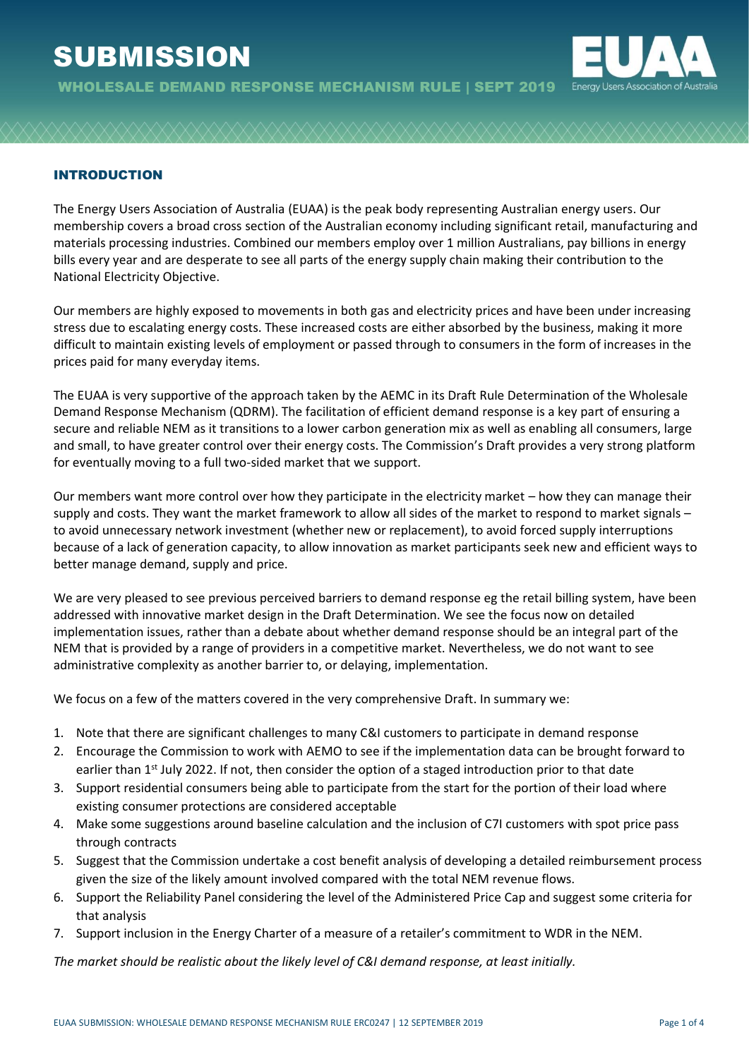# SUBMISSION

**WHOLESALE DEMAND RESPONSE MECHANISM RULE | SEPT 2019**

EUAA Energy Users Association of Australia

## INTRODUCTION

The Energy Users Association of Australia (EUAA) is the peak body representing Australian energy users. Our membership covers a broad cross section of the Australian economy including significant retail, manufacturing and materials processing industries. Combined our members employ over 1 million Australians, pay billions in energy bills every year and are desperate to see all parts of the energy supply chain making their contribution to the National Electricity Objective.

Our members are highly exposed to movements in both gas and electricity prices and have been under increasing stress due to escalating energy costs. These increased costs are either absorbed by the business, making it more difficult to maintain existing levels of employment or passed through to consumers in the form of increases in the prices paid for many everyday items.

The EUAA is very supportive of the approach taken by the AEMC in its Draft Rule Determination of the Wholesale Demand Response Mechanism (QDRM). The facilitation of efficient demand response is a key part of ensuring a secure and reliable NEM as it transitions to a lower carbon generation mix as well as enabling all consumers, large and small, to have greater control over their energy costs. The Commission's Draft provides a very strong platform for eventually moving to a full two-sided market that we support.

Our members want more control over how they participate in the electricity market – how they can manage their supply and costs. They want the market framework to allow all sides of the market to respond to market signals – to avoid unnecessary network investment (whether new or replacement), to avoid forced supply interruptions because of a lack of generation capacity, to allow innovation as market participants seek new and efficient ways to better manage demand, supply and price.

We are very pleased to see previous perceived barriers to demand response eg the retail billing system, have been addressed with innovative market design in the Draft Determination. We see the focus now on detailed implementation issues, rather than a debate about whether demand response should be an integral part of the NEM that is provided by a range of providers in a competitive market. Nevertheless, we do not want to see administrative complexity as another barrier to, or delaying, implementation.

We focus on a few of the matters covered in the very comprehensive Draft. In summary we:

1. Note that there are significant challenges to many C&I customers to participate in demand response
2. Encourage the Commission to work with AEMO to see if the implementation data can be brought forward to earlier than 1st July 2022. If not, then consider the option of a staged introduction prior to that date
3. Support residential consumers being able to participate from the start for the portion of their load where existing consumer protections are considered acceptable
4. Make some suggestions around baseline calculation and the inclusion of C7I customers with spot price pass through contracts
5. Suggest that the Commission undertake a cost benefit analysis of developing a detailed reimbursement process given the size of the likely amount involved compared with the total NEM revenue flows.
6. Support the Reliability Panel considering the level of the Administered Price Cap and suggest some criteria for that analysis
7. Support inclusion in the Energy Charter of a measure of a retailer's commitment to WDR in the NEM.

*The market should be realistic about the likely level of C&I demand response, at least initially.*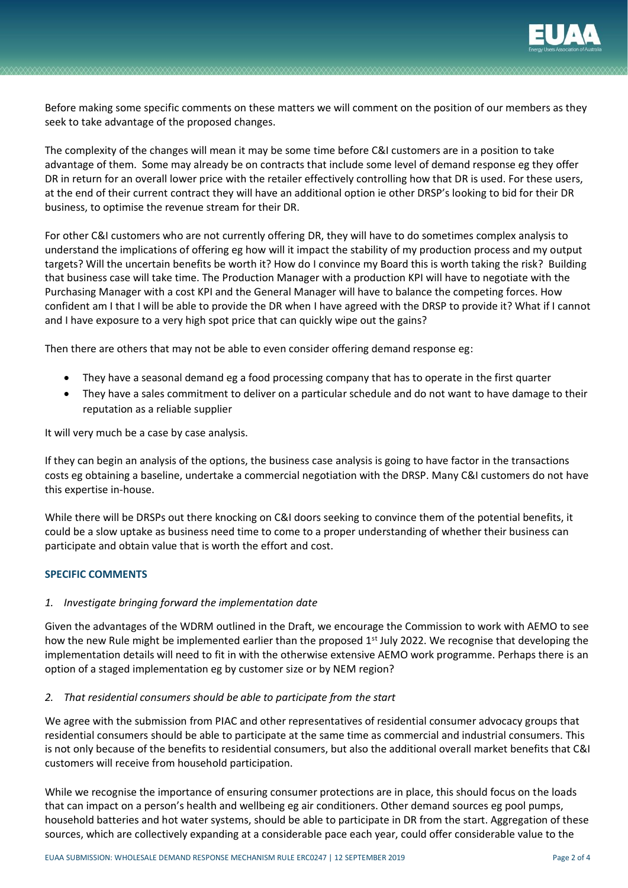Before making some specific comments on these matters we will comment on the position of our members as they seek to take advantage of the proposed changes.

The complexity of the changes will mean it may be some time before C&I customers are in a position to take advantage of them. Some may already be on contracts that include some level of demand response eg they offer DR in return for an overall lower price with the retailer effectively controlling how that DR is used. For these users, at the end of their current contract they will have an additional option ie other DRSP's looking to bid for their DR business, to optimise the revenue stream for their DR.

For other C&I customers who are not currently offering DR, they will have to do sometimes complex analysis to understand the implications of offering eg how will it impact the stability of my production process and my output targets? Will the uncertain benefits be worth it? How do I convince my Board this is worth taking the risk? Building that business case will take time. The Production Manager with a production KPI will have to negotiate with the Purchasing Manager with a cost KPI and the General Manager will have to balance the competing forces. How confident am I that I will be able to provide the DR when I have agreed with the DRSP to provide it? What if I cannot and I have exposure to a very high spot price that can quickly wipe out the gains?

Then there are others that may not be able to even consider offering demand response eg:

- They have a seasonal demand eg a food processing company that has to operate in the first quarter
- They have a sales commitment to deliver on a particular schedule and do not want to have damage to their reputation as a reliable supplier

It will very much be a case by case analysis.

If they can begin an analysis of the options, the business case analysis is going to have factor in the transactions costs eg obtaining a baseline, undertake a commercial negotiation with the DRSP. Many C&I customers do not have this expertise in-house.

While there will be DRSPs out there knocking on C&I doors seeking to convince them of the potential benefits, it could be a slow uptake as business need time to come to a proper understanding of whether their business can participate and obtain value that is worth the effort and cost.

## SPECIFIC COMMENTS

*1. Investigate bringing forward the implementation date*

Given the advantages of the WDRM outlined in the Draft, we encourage the Commission to work with AEMO to see how the new Rule might be implemented earlier than the proposed 1st July 2022. We recognise that developing the implementation details will need to fit in with the otherwise extensive AEMO work programme. Perhaps there is an option of a staged implementation eg by customer size or by NEM region?

*2. That residential consumers should be able to participate from the start*

We agree with the submission from PIAC and other representatives of residential consumer advocacy groups that residential consumers should be able to participate at the same time as commercial and industrial consumers. This is not only because of the benefits to residential consumers, but also the additional overall market benefits that C&I customers will receive from household participation.

While we recognise the importance of ensuring consumer protections are in place, this should focus on the loads that can impact on a person's health and wellbeing eg air conditioners. Other demand sources eg pool pumps, household batteries and hot water systems, should be able to participate in DR from the start. Aggregation of these sources, which are collectively expanding at a considerable pace each year, could offer considerable value to the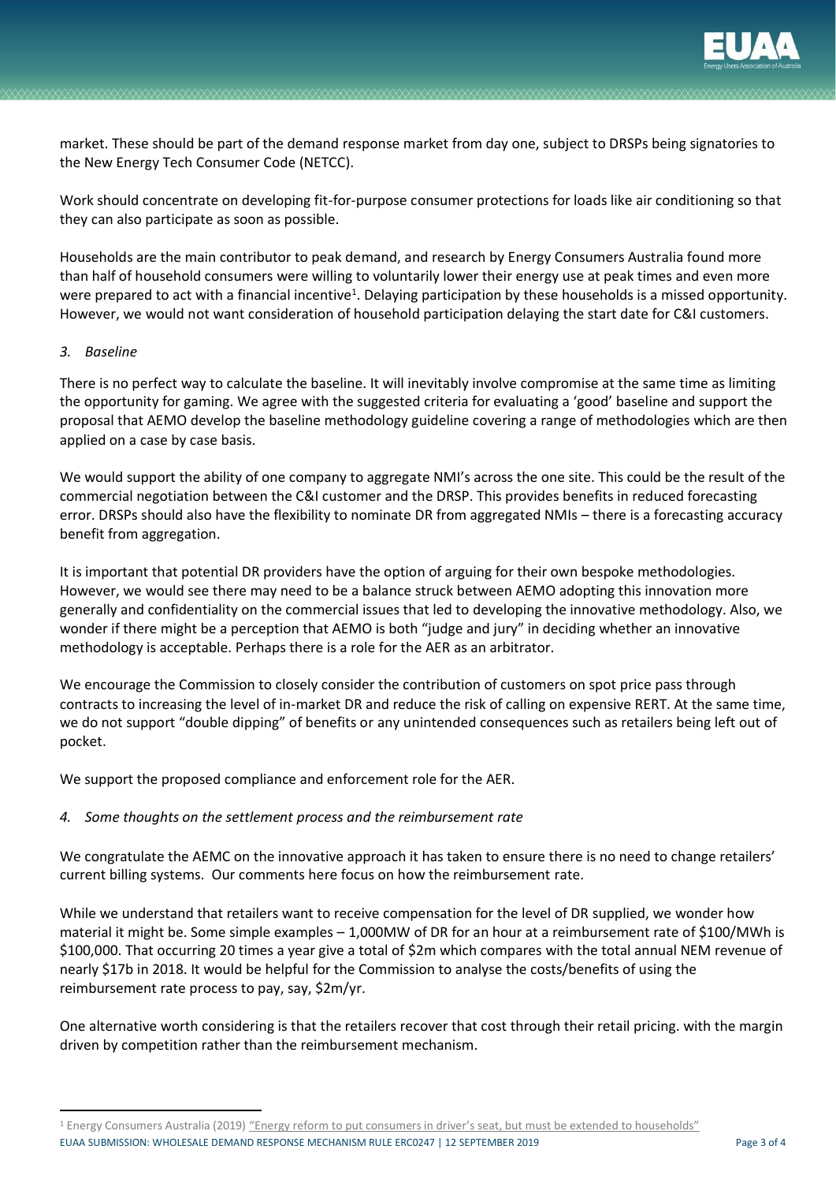market. These should be part of the demand response market from day one, subject to DRSPs being signatories to the New Energy Tech Consumer Code (NETCC).

Work should concentrate on developing fit-for-purpose consumer protections for loads like air conditioning so that they can also participate as soon as possible.

Households are the main contributor to peak demand, and research by Energy Consumers Australia found more than half of household consumers were willing to voluntarily lower their energy use at peak times and even more were prepared to act with a financial incentive[1]. Delaying participation by these households is a missed opportunity. However, we would not want consideration of household participation delaying the start date for C&I customers.

*3. Baseline*

There is no perfect way to calculate the baseline. It will inevitably involve compromise at the same time as limiting the opportunity for gaming. We agree with the suggested criteria for evaluating a 'good' baseline and support the proposal that AEMO develop the baseline methodology guideline covering a range of methodologies which are then applied on a case by case basis.

We would support the ability of one company to aggregate NMI's across the one site. This could be the result of the commercial negotiation between the C&I customer and the DRSP. This provides benefits in reduced forecasting error. DRSPs should also have the flexibility to nominate DR from aggregated NMIs – there is a forecasting accuracy benefit from aggregation.

It is important that potential DR providers have the option of arguing for their own bespoke methodologies. However, we would see there may need to be a balance struck between AEMO adopting this innovation more generally and confidentiality on the commercial issues that led to developing the innovative methodology. Also, we wonder if there might be a perception that AEMO is both "judge and jury" in deciding whether an innovative methodology is acceptable. Perhaps there is a role for the AER as an arbitrator.

We encourage the Commission to closely consider the contribution of customers on spot price pass through contracts to increasing the level of in-market DR and reduce the risk of calling on expensive RERT. At the same time, we do not support "double dipping" of benefits or any unintended consequences such as retailers being left out of pocket.

We support the proposed compliance and enforcement role for the AER.

*4. Some thoughts on the settlement process and the reimbursement rate*

We congratulate the AEMC on the innovative approach it has taken to ensure there is no need to change retailers' current billing systems. Our comments here focus on how the reimbursement rate.

While we understand that retailers want to receive compensation for the level of DR supplied, we wonder how material it might be. Some simple examples – 1,000MW of DR for an hour at a reimbursement rate of $100/MWh is $100,000. That occurring 20 times a year give a total of $2m which compares with the total annual NEM revenue of nearly $17b in 2018. It would be helpful for the Commission to analyse the costs/benefits of using the reimbursement rate process to pay, say, $2m/yr.

One alternative worth considering is that the retailers recover that cost through their retail pricing. with the margin driven by competition rather than the reimbursement mechanism.

[1] Energy Consumers Australia (2019) "Energy reform to put consumers in driver's seat, but must be extended to households"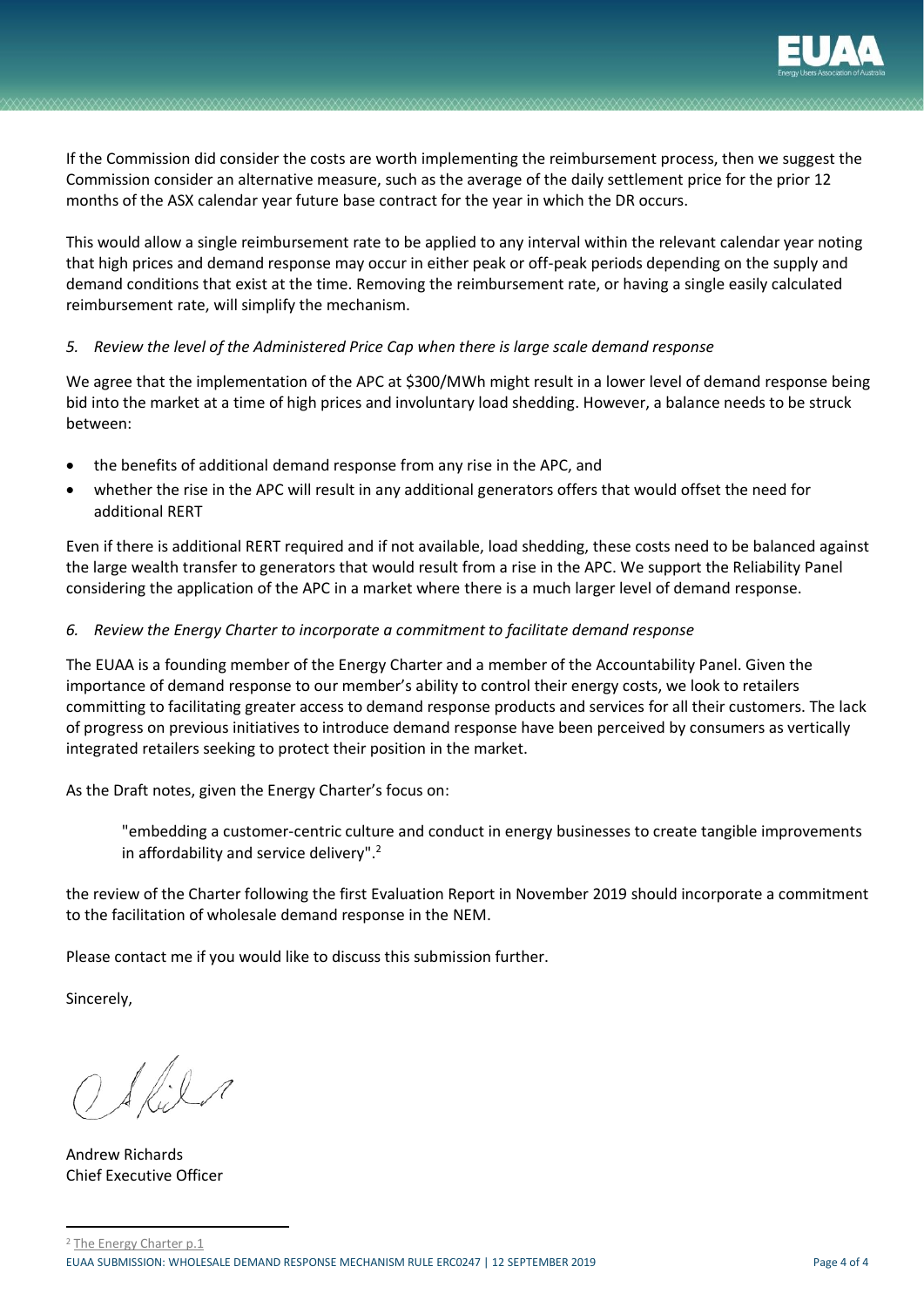If the Commission did consider the costs are worth implementing the reimbursement process, then we suggest the Commission consider an alternative measure, such as the average of the daily settlement price for the prior 12 months of the ASX calendar year future base contract for the year in which the DR occurs.

This would allow a single reimbursement rate to be applied to any interval within the relevant calendar year noting that high prices and demand response may occur in either peak or off-peak periods depending on the supply and demand conditions that exist at the time. Removing the reimbursement rate, or having a single easily calculated reimbursement rate, will simplify the mechanism.

*5. Review the level of the Administered Price Cap when there is large scale demand response*

We agree that the implementation of the APC at $300/MWh might result in a lower level of demand response being bid into the market at a time of high prices and involuntary load shedding. However, a balance needs to be struck between:

- the benefits of additional demand response from any rise in the APC, and
- whether the rise in the APC will result in any additional generators offers that would offset the need for additional RERT

Even if there is additional RERT required and if not available, load shedding, these costs need to be balanced against the large wealth transfer to generators that would result from a rise in the APC. We support the Reliability Panel considering the application of the APC in a market where there is a much larger level of demand response.

*6. Review the Energy Charter to incorporate a commitment to facilitate demand response*

The EUAA is a founding member of the Energy Charter and a member of the Accountability Panel. Given the importance of demand response to our member's ability to control their energy costs, we look to retailers committing to facilitating greater access to demand response products and services for all their customers. The lack of progress on previous initiatives to introduce demand response have been perceived by consumers as vertically integrated retailers seeking to protect their position in the market.

As the Draft notes, given the Energy Charter's focus on:

> "embedding a customer-centric culture and conduct in energy businesses to create tangible improvements in affordability and service delivery".[2]

the review of the Charter following the first Evaluation Report in November 2019 should incorporate a commitment to the facilitation of wholesale demand response in the NEM.

Please contact me if you would like to discuss this submission further.

Sincerely,

Andrew Richards
Chief Executive Officer

[2] The Energy Charter p.1